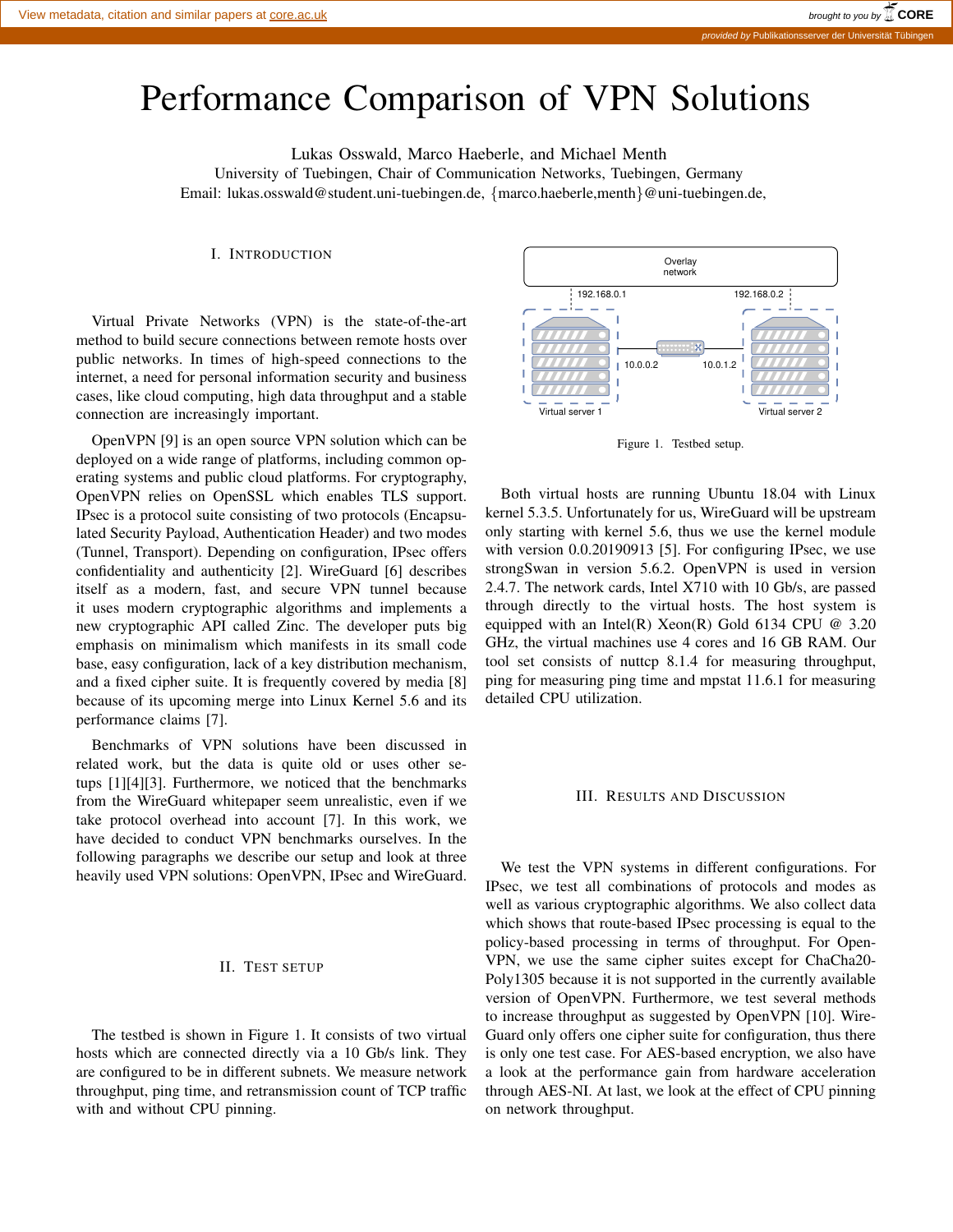# Performance Comparison of VPN Solutions

Lukas Osswald, Marco Haeberle, and Michael Menth
University of Tuebingen, Chair of Communication Networks, Tuebingen, Germany
Email: lukas.osswald@student.uni-tuebingen.de, {marco.haeberle,menth}@uni-tuebingen.de,

## I. Introduction

Virtual Private Networks (VPN) is the state-of-the-art method to build secure connections between remote hosts over public networks. In times of high-speed connections to the internet, a need for personal information security and business cases, like cloud computing, high data throughput and a stable connection are increasingly important.

OpenVPN [9] is an open source VPN solution which can be deployed on a wide range of platforms, including common operating systems and public cloud platforms. For cryptography, OpenVPN relies on OpenSSL which enables TLS support. IPsec is a protocol suite consisting of two protocols (Encapsulated Security Payload, Authentication Header) and two modes (Tunnel, Transport). Depending on configuration, IPsec offers confidentiality and authenticity [2]. WireGuard [6] describes itself as a modern, fast, and secure VPN tunnel because it uses modern cryptographic algorithms and implements a new cryptographic API called Zinc. The developer puts big emphasis on minimalism which manifests in its small code base, easy configuration, lack of a key distribution mechanism, and a fixed cipher suite. It is frequently covered by media [8] because of its upcoming merge into Linux Kernel 5.6 and its performance claims [7].

Benchmarks of VPN solutions have been discussed in related work, but the data is quite old or uses other setups [1][4][3]. Furthermore, we noticed that the benchmarks from the WireGuard whitepaper seem unrealistic, even if we take protocol overhead into account [7]. In this work, we have decided to conduct VPN benchmarks ourselves. In the following paragraphs we describe our setup and look at three heavily used VPN solutions: OpenVPN, IPsec and WireGuard.

## II. Test Setup

The testbed is shown in Figure 1. It consists of two virtual hosts which are connected directly via a 10 Gb/s link. They are configured to be in different subnets. We measure network throughput, ping time, and retransmission count of TCP traffic with and without CPU pinning.

Figure 1. Testbed setup.

Both virtual hosts are running Ubuntu 18.04 with Linux kernel 5.3.5. Unfortunately for us, WireGuard will be upstream only starting with kernel 5.6, thus we use the kernel module with version 0.0.20190913 [5]. For configuring IPsec, we use strongSwan in version 5.6.2. OpenVPN is used in version 2.4.7. The network cards, Intel X710 with 10 Gb/s, are passed through directly to the virtual hosts. The host system is equipped with an Intel(R) Xeon(R) Gold 6134 CPU @ 3.20 GHz, the virtual machines use 4 cores and 16 GB RAM. Our tool set consists of nuttcp 8.1.4 for measuring throughput, ping for measuring ping time and mpstat 11.6.1 for measuring detailed CPU utilization.

## III. Results and Discussion

We test the VPN systems in different configurations. For IPsec, we test all combinations of protocols and modes as well as various cryptographic algorithms. We also collect data which shows that route-based IPsec processing is equal to the policy-based processing in terms of throughput. For OpenVPN, we use the same cipher suites except for ChaCha20-Poly1305 because it is not supported in the currently available version of OpenVPN. Furthermore, we test several methods to increase throughput as suggested by OpenVPN [10]. WireGuard only offers one cipher suite for configuration, thus there is only one test case. For AES-based encryption, we also have a look at the performance gain from hardware acceleration through AES-NI. At last, we look at the effect of CPU pinning on network throughput.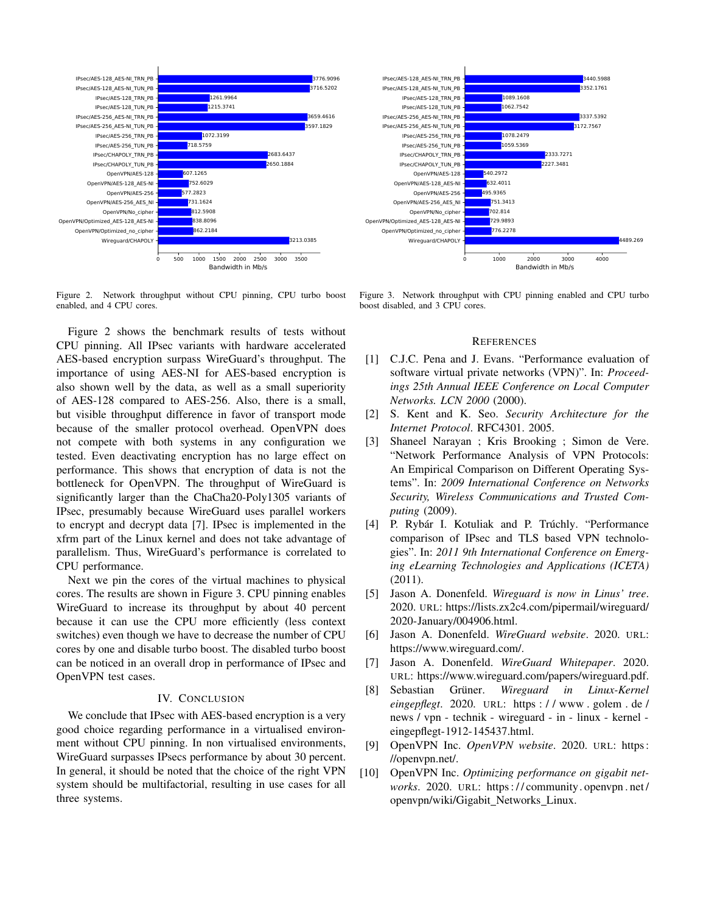IPsec/AES-128_AES-NI_TRN_PB 3776.9096
IPsec/AES-128_AES-NI_TUN_PB 3716.5202
IPsec/AES-128_TRN_PB 1261.9964
IPsec/AES-128_TUN_PB 1215.3741
IPsec/AES-256_AES-NI_TRN_PB 3659.4616
IPsec/AES-256_AES-NI_TUN_PB 3597.1829
IPsec/AES-256_TRN_PB 1072.3199
IPsec/AES-256_TUN_PB 718.5759
IPsec/CHAPOLY_TRN_PB 2683.6437
IPsec/CHAPOLY_TUN_PB 2650.1884
OpenVPN/AES-128 607.1265
OpenVPN/AES-128_AES-NI 752.6029
OpenVPN/AES-256 577.2823
OpenVPN/AES-256_AES_NI 731.1624
OpenVPN/No_cipher 812.5908
OpenVPN/Optimized_AES-128_AES-NI 838.8096
OpenVPN/Optimized_no_cipher 862.2184
Wireguard/CHAPOLY 3213.0385

0 500 1000 1500 2000 2500 3000 3500
Bandwidth in Mb/s

Figure 2. Network throughput without CPU pinning, CPU turbo boost enabled, and 4 CPU cores.

IPsec/AES-128_AES-NI_TRN_PB 3440.5988
IPsec/AES-128_AES-NI_TUN_PB 3352.1761
IPsec/AES-128_TRN_PB 1089.1608
IPsec/AES-128_TUN_PB 1062.7542
IPsec/AES-256_AES-NI_TRN_PB 3337.5392
IPsec/AES-256_AES-NI_TUN_PB 3172.7567
IPsec/AES-256_TRN_PB 1078.2479
IPsec/AES-256_TUN_PB 1059.5369
IPsec/CHAPOLY_TRN_PB 2333.7271
IPsec/CHAPOLY_TUN_PB 2227.3481
OpenVPN/AES-128 540.2972
OpenVPN/AES-128_AES-NI 632.4011
OpenVPN/AES-256 495.9365
OpenVPN/AES-256_AES_NI 751.3413
OpenVPN/No_cipher 702.814
OpenVPN/Optimized_AES-128_AES-NI 729.9893
OpenVPN/Optimized_no_cipher 776.2278
Wireguard/CHAPOLY 4489.269

0 1000 2000 3000 4000
Bandwidth in Mb/s

Figure 3. Network throughput with CPU pinning enabled and CPU turbo boost disabled, and 3 CPU cores.

Figure 2 shows the benchmark results of tests without CPU pinning. All IPsec variants with hardware accelerated AES-based encryption surpass WireGuard's throughput. The importance of using AES-NI for AES-based encryption is also shown well by the data, as well as a small superiority of AES-128 compared to AES-256. Also, there is a small, but visible throughput difference in favor of transport mode because of the smaller protocol overhead. OpenVPN does not compete with both systems in any configuration we tested. Even deactivating encryption has no large effect on performance. This shows that encryption of data is not the bottleneck for OpenVPN. The throughput of WireGuard is significantly larger than the ChaCha20-Poly1305 variants of IPsec, presumably because WireGuard uses parallel workers to encrypt and decrypt data [7]. IPsec is implemented in the xfrm part of the Linux kernel and does not take advantage of parallelism. Thus, WireGuard's performance is correlated to CPU performance.

Next we pin the cores of the virtual machines to physical cores. The results are shown in Figure 3. CPU pinning enables WireGuard to increase its throughput by about 40 percent because it can use the CPU more efficiently (less context switches) even though we have to decrease the number of CPU cores by one and disable turbo boost. The disabled turbo boost can be noticed in an overall drop in performance of IPsec and OpenVPN test cases.

## IV. Conclusion

We conclude that IPsec with AES-based encryption is a very good choice regarding performance in a virtualised environment without CPU pinning. In non virtualised environments, WireGuard surpasses IPsecs performance by about 30 percent. In general, it should be noted that the choice of the right VPN system should be multifactorial, resulting in use cases for all three systems.

## References

[1] C.J.C. Pena and J. Evans. "Performance evaluation of software virtual private networks (VPN)". In: *Proceedings 25th Annual IEEE Conference on Local Computer Networks. LCN 2000* (2000).

[2] S. Kent and K. Seo. *Security Architecture for the Internet Protocol*. RFC4301. 2005.

[3] Shaneel Narayan ; Kris Brooking ; Simon de Vere. "Network Performance Analysis of VPN Protocols: An Empirical Comparison on Different Operating Systems". In: *2009 International Conference on Networks Security, Wireless Communications and Trusted Computing* (2009).

[4] P. Rybár I. Kotuliak and P. Trúchly. "Performance comparison of IPsec and TLS based VPN technologies". In: *2011 9th International Conference on Emerging eLearning Technologies and Applications (ICETA)* (2011).

[5] Jason A. Donenfeld. *Wireguard is now in Linus' tree*. 2020. URL: https://lists.zx2c4.com/pipermail/wireguard/2020-January/004906.html.

[6] Jason A. Donenfeld. *WireGuard website*. 2020. URL: https://www.wireguard.com/.

[7] Jason A. Donenfeld. *WireGuard Whitepaper*. 2020. URL: https://www.wireguard.com/papers/wireguard.pdf.

[8] Sebastian Grüner. *Wireguard in Linux-Kernel eingepflegt*. 2020. URL: https://www.golem.de/news/vpn-technik-wireguard-in-linux-kernel-eingepflegt-1912-145437.html.

[9] OpenVPN Inc. *OpenVPN website*. 2020. URL: https://openvpn.net/.

[10] OpenVPN Inc. *Optimizing performance on gigabit networks*. 2020. URL: https://community.openvpn.net/openvpn/wiki/Gigabit_Networks_Linux.